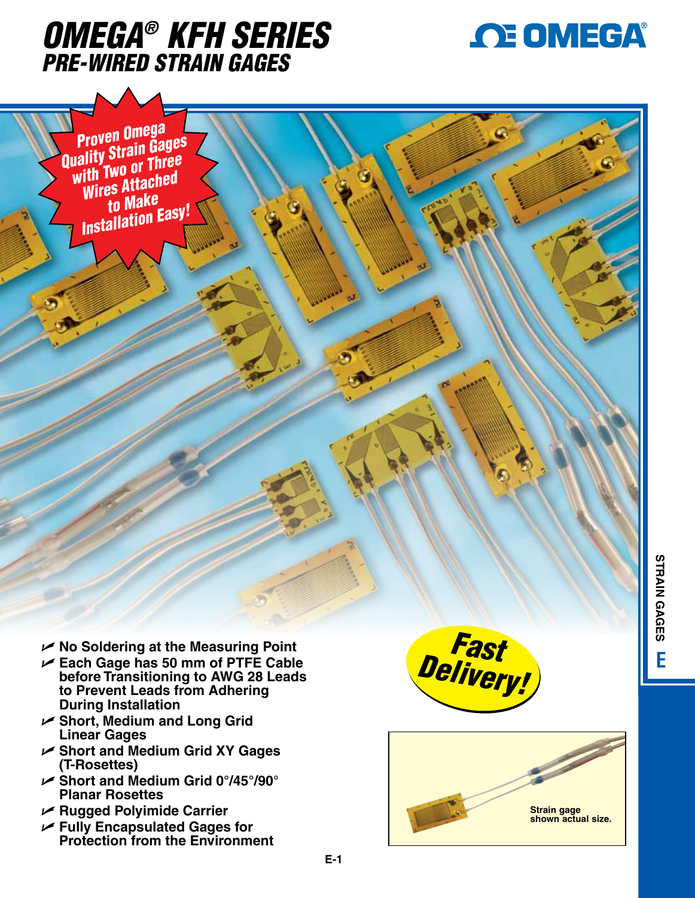# OMEGA® KFH SERIES

## PRE-WIRED STRAIN GAGES

Proven Omega Quality Strain Gages with Two or Three Wires Attached to Make Installation Easy!

- No Soldering at the Measuring Point
- Each Gage has 50 mm of PTFE Cable before Transitioning to AWG 28 Leads to Prevent Leads from Adhering During Installation
- Short, Medium and Long Grid Linear Gages
- Short and Medium Grid XY Gages (T-Rosettes)
- Short and Medium Grid 0°/45°/90° Planar Rosettes
- Rugged Polyimide Carrier
- Fully Encapsulated Gages for Protection from the Environment

Fast Delivery!

Strain gage shown actual size.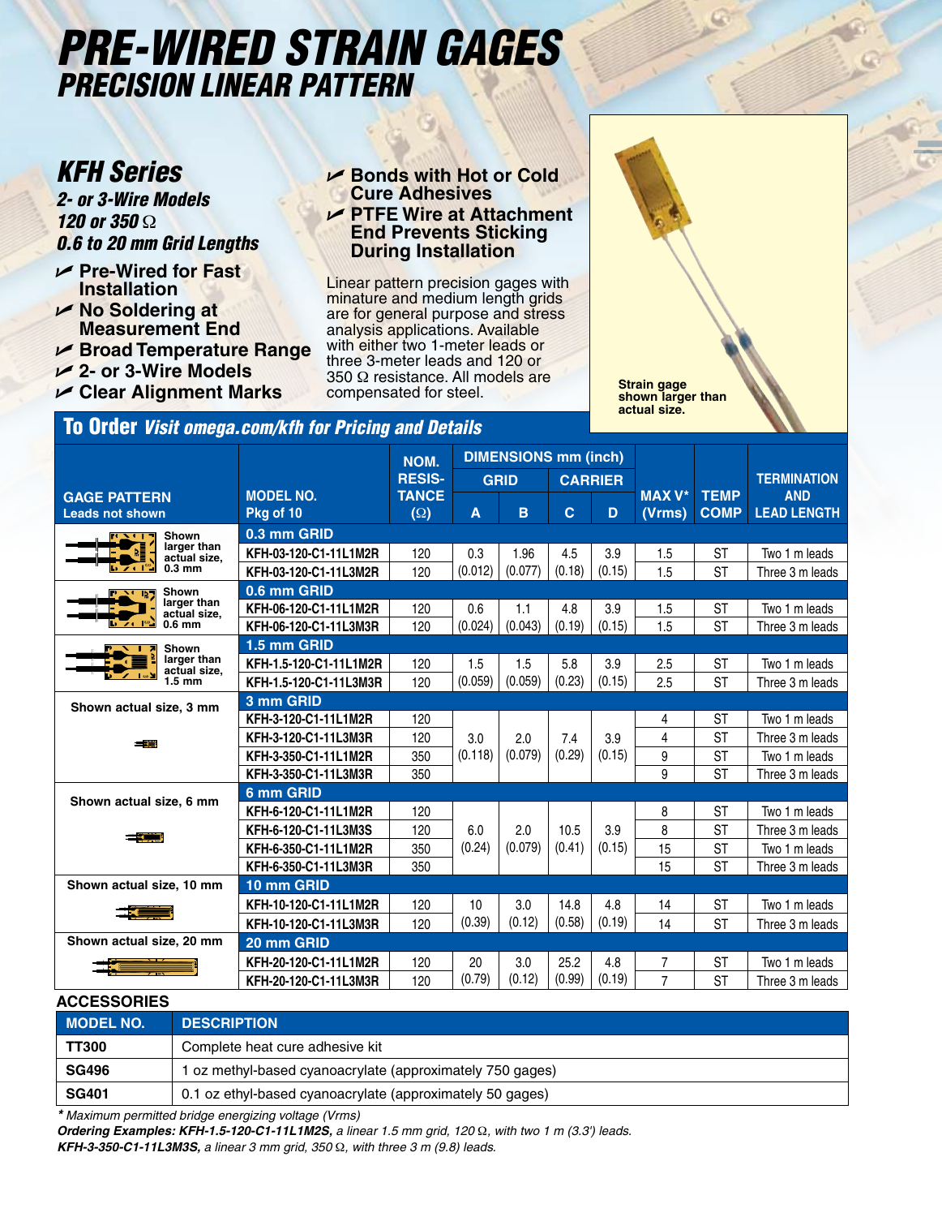# PRE-WIRED STRAIN GAGES
## PRECISION LINEAR PATTERN

## KFH Series

***2- or 3-Wire Models***
***120 or 350 Ω***
***0.6 to 20 mm Grid Lengths***

- **Pre-Wired for Fast Installation**
- **No Soldering at Measurement End**
- **Broad Temperature Range**
- **2- or 3-Wire Models**
- **Clear Alignment Marks**
- **Bonds with Hot or Cold Cure Adhesives**
- **PTFE Wire at Attachment End Prevents Sticking During Installation**

Linear pattern precision gages with minature and medium length grids are for general purpose and stress analysis applications. Available with either two 1-meter leads or three 3-meter leads and 120 or 350 Ω resistance. All models are compensated for steel.

**Strain gage shown larger than actual size.**

## To Order *Visit omega.com/kfh for Pricing and Details*

| GAGE PATTERN Leads not shown | MODEL NO. Pkg of 10 | NOM. RESIS-TANCE (Ω) | DIMENSIONS mm (inch) GRID A | GRID B | CARRIER C | CARRIER D | MAX V* (Vrms) | TEMP COMP | TERMINATION AND LEAD LENGTH |
|---|---|---|---|---|---|---|---|---|---|
| Shown larger than actual size, 0.3 mm | **0.3 mm GRID** | | | | | | | | |
| | KFH-03-120-C1-11L1M2R | 120 | 0.3 (0.012) | 1.96 (0.077) | 4.5 (0.18) | 3.9 (0.15) | 1.5 | ST | Two 1 m leads |
| | KFH-03-120-C1-11L3M2R | 120 | | | | | 1.5 | ST | Three 3 m leads |
| Shown larger than actual size, 0.6 mm | **0.6 mm GRID** | | | | | | | | |
| | KFH-06-120-C1-11L1M2R | 120 | 0.6 (0.024) | 1.1 (0.043) | 4.8 (0.19) | 3.9 (0.15) | 1.5 | ST | Two 1 m leads |
| | KFH-06-120-C1-11L3M3R | 120 | | | | | 1.5 | ST | Three 3 m leads |
| Shown larger than actual size, 1.5 mm | **1.5 mm GRID** | | | | | | | | |
| | KFH-1.5-120-C1-11L1M2R | 120 | 1.5 (0.059) | 1.5 (0.059) | 5.8 (0.23) | 3.9 (0.15) | 2.5 | ST | Two 1 m leads |
| | KFH-1.5-120-C1-11L3M3R | 120 | | | | | 2.5 | ST | Three 3 m leads |
| Shown actual size, 3 mm | **3 mm GRID** | | | | | | | | |
| | KFH-3-120-C1-11L1M2R | 120 | 3.0 (0.118) | 2.0 (0.079) | 7.4 (0.29) | 3.9 (0.15) | 4 | ST | Two 1 m leads |
| | KFH-3-120-C1-11L3M3R | 120 | | | | | 4 | ST | Three 3 m leads |
| | KFH-3-350-C1-11L1M2R | 350 | | | | | 9 | ST | Two 1 m leads |
| | KFH-3-350-C1-11L3M3R | 350 | | | | | 9 | ST | Three 3 m leads |
| Shown actual size, 6 mm | **6 mm GRID** | | | | | | | | |
| | KFH-6-120-C1-11L1M2R | 120 | 6.0 (0.24) | 2.0 (0.079) | 10.5 (0.41) | 3.9 (0.15) | 8 | ST | Two 1 m leads |
| | KFH-6-120-C1-11L3M3S | 120 | | | | | 8 | ST | Three 3 m leads |
| | KFH-6-350-C1-11L1M2R | 350 | | | | | 15 | ST | Two 1 m leads |
| | KFH-6-350-C1-11L3M3R | 350 | | | | | 15 | ST | Three 3 m leads |
| Shown actual size, 10 mm | **10 mm GRID** | | | | | | | | |
| | KFH-10-120-C1-11L1M2R | 120 | 10 (0.39) | 3.0 (0.12) | 14.8 (0.58) | 4.8 (0.19) | 14 | ST | Two 1 m leads |
| | KFH-10-120-C1-11L3M3R | 120 | | | | | 14 | ST | Three 3 m leads |
| Shown actual size, 20 mm | **20 mm GRID** | | | | | | | | |
| | KFH-20-120-C1-11L1M2R | 120 | 20 (0.79) | 3.0 (0.12) | 25.2 (0.99) | 4.8 (0.19) | 7 | ST | Two 1 m leads |
| | KFH-20-120-C1-11L3M3R | 120 | | | | | 7 | ST | Three 3 m leads |

### ACCESSORIES

| MODEL NO. | DESCRIPTION |
|---|---|
| **TT300** | Complete heat cure adhesive kit |
| **SG496** | 1 oz methyl-based cyanoacrylate (approximately 750 gages) |
| **SG401** | 0.1 oz ethyl-based cyanoacrylate (approximately 50 gages) |

*\* Maximum permitted bridge energizing voltage (Vrms)*

***Ordering Examples: KFH-1.5-120-C1-11L1M2S,*** *a linear 1.5 mm grid, 120 Ω, with two 1 m (3.3') leads.*
***KFH-3-350-C1-11L3M3S,*** *a linear 3 mm grid, 350 Ω, with three 3 m (9.8) leads.*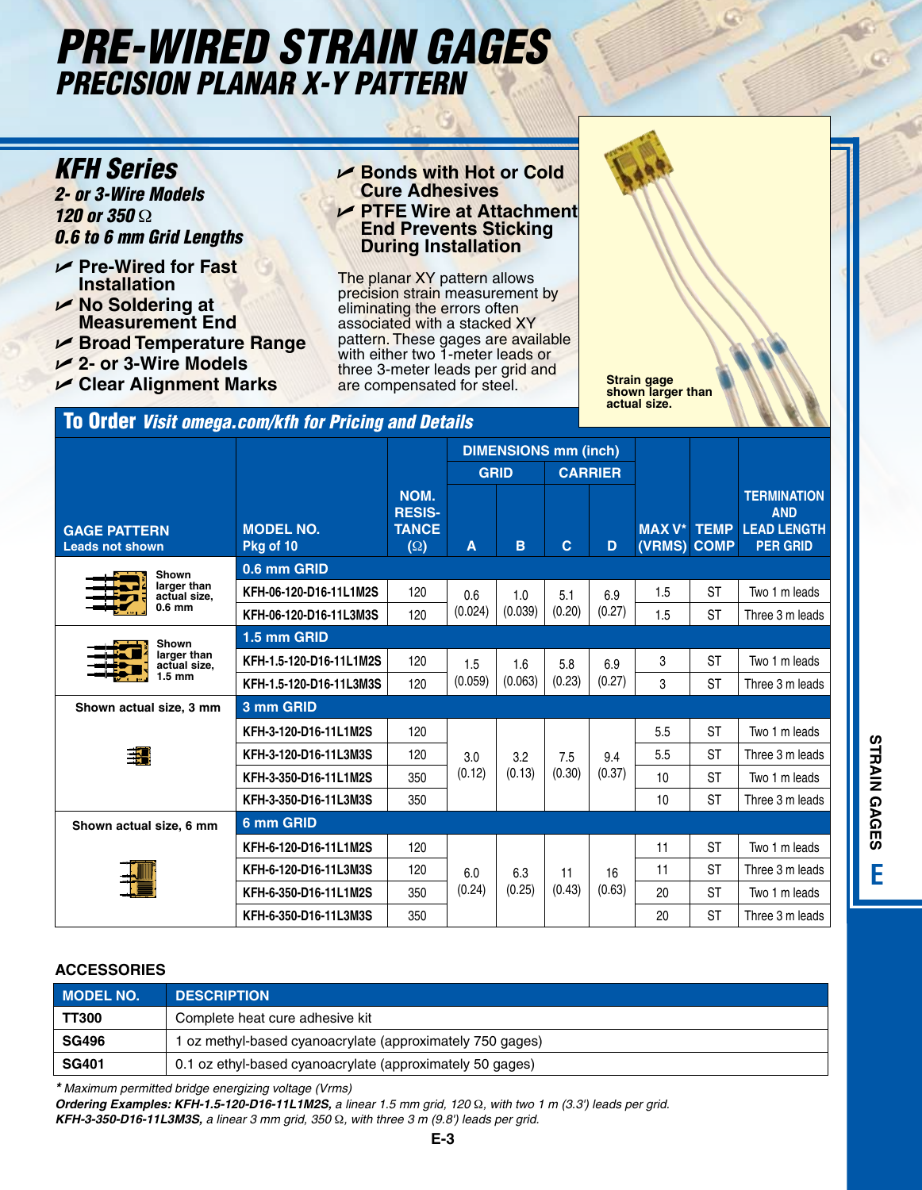# PRE-WIRED STRAIN GAGES
## PRECISION PLANAR X-Y PATTERN

### KFH Series

***2- or 3-Wire Models***
***120 or 350 Ω***
***0.6 to 6 mm Grid Lengths***

- **Pre-Wired for Fast Installation**
- **No Soldering at Measurement End**
- **Broad Temperature Range**
- **2- or 3-Wire Models**
- **Clear Alignment Marks**
- **Bonds with Hot or Cold Cure Adhesives**
- **PTFE Wire at Attachment End Prevents Sticking During Installation**

The planar XY pattern allows precision strain measurement by eliminating the errors often associated with a stacked XY pattern. These gages are available with either two 1-meter leads or three 3-meter leads per grid and are compensated for steel.

**Strain gage shown larger than actual size.**

## To Order *Visit omega.com/kfh for Pricing and Details*

| GAGE PATTERN Leads not shown | MODEL NO. Pkg of 10 | NOM. RESIS-TANCE (Ω) | DIMENSIONS mm (inch) | | | | MAX V* (VRMS) | TEMP COMP | TERMINATION AND LEAD LENGTH PER GRID |
|---|---|---|---|---|---|---|---|---|---|
| | | | GRID | | CARRIER | | | | |
| | | | A | B | C | D | | | |
| Shown larger than actual size, 0.6 mm | **0.6 mm GRID** | | | | | | | | |
| | KFH-06-120-D16-11L1M2S | 120 | 0.6 (0.024) | 1.0 (0.039) | 5.1 (0.20) | 6.9 (0.27) | 1.5 | ST | Two 1 m leads |
| | KFH-06-120-D16-11L3M3S | 120 | | | | | 1.5 | ST | Three 3 m leads |
| Shown larger than actual size, 1.5 mm | **1.5 mm GRID** | | | | | | | | |
| | KFH-1.5-120-D16-11L1M2S | 120 | 1.5 (0.059) | 1.6 (0.063) | 5.8 (0.23) | 6.9 (0.27) | 3 | ST | Two 1 m leads |
| | KFH-1.5-120-D16-11L3M3S | 120 | | | | | 3 | ST | Three 3 m leads |
| Shown actual size, 3 mm | **3 mm GRID** | | | | | | | | |
| | KFH-3-120-D16-11L1M2S | 120 | 3.0 (0.12) | 3.2 (0.13) | 7.5 (0.30) | 9.4 (0.37) | 5.5 | ST | Two 1 m leads |
| | KFH-3-120-D16-11L3M3S | 120 | | | | | 5.5 | ST | Three 3 m leads |
| | KFH-3-350-D16-11L1M2S | 350 | | | | | 10 | ST | Two 1 m leads |
| | KFH-3-350-D16-11L3M3S | 350 | | | | | 10 | ST | Three 3 m leads |
| Shown actual size, 6 mm | **6 mm GRID** | | | | | | | | |
| | KFH-6-120-D16-11L1M2S | 120 | 6.0 (0.24) | 6.3 (0.25) | 11 (0.43) | 16 (0.63) | 11 | ST | Two 1 m leads |
| | KFH-6-120-D16-11L3M3S | 120 | | | | | 11 | ST | Three 3 m leads |
| | KFH-6-350-D16-11L1M2S | 350 | | | | | 20 | ST | Two 1 m leads |
| | KFH-6-350-D16-11L3M3S | 350 | | | | | 20 | ST | Three 3 m leads |

### ACCESSORIES

| MODEL NO. | DESCRIPTION |
|---|---|
| **TT300** | Complete heat cure adhesive kit |
| **SG496** | 1 oz methyl-based cyanoacrylate (approximately 750 gages) |
| **SG401** | 0.1 oz ethyl-based cyanoacrylate (approximately 50 gages) |

*\* Maximum permitted bridge energizing voltage (Vrms)*
***Ordering Examples: KFH-1.5-120-D16-11L1M2S,*** *a linear 1.5 mm grid, 120 Ω, with two 1 m (3.3') leads per grid.*
***KFH-3-350-D16-11L3M3S,*** *a linear 3 mm grid, 350 Ω, with three 3 m (9.8') leads per grid.*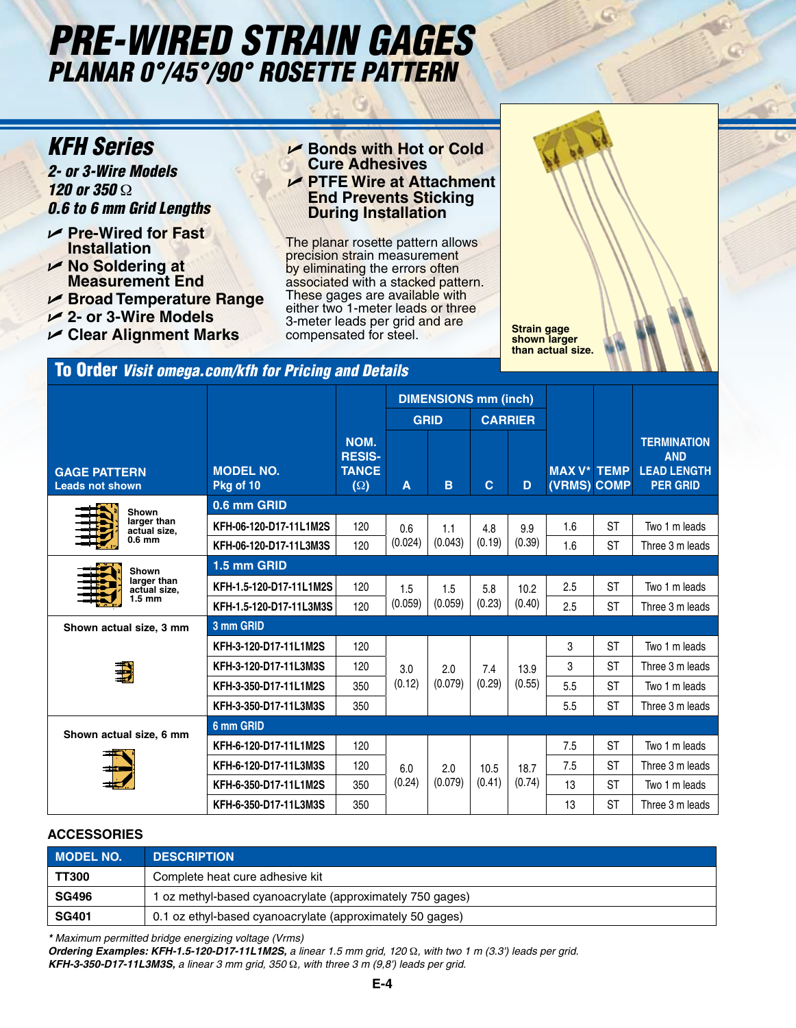# PRE-WIRED STRAIN GAGES
## PLANAR 0°/45°/90° ROSETTE PATTERN

## KFH Series

***2- or 3-Wire Models***
***120 or 350 Ω***
***0.6 to 6 mm Grid Lengths***

- **Pre-Wired for Fast Installation**
- **No Soldering at Measurement End**
- **Broad Temperature Range**
- **2- or 3-Wire Models**
- **Clear Alignment Marks**
- **Bonds with Hot or Cold Cure Adhesives**
- **PTFE Wire at Attachment End Prevents Sticking During Installation**

The planar rosette pattern allows precision strain measurement by eliminating the errors often associated with a stacked pattern. These gages are available with either two 1-meter leads or three 3-meter leads per grid and are compensated for steel.

**Strain gage shown larger than actual size.**

## To Order *Visit omega.com/kfh for Pricing and Details*

| GAGE PATTERN Leads not shown | MODEL NO. Pkg of 10 | NOM. RESISTANCE (Ω) | DIMENSIONS mm (inch) GRID A | GRID B | CARRIER C | CARRIER D | MAX V* (VRMS) | TEMP COMP | TERMINATION AND LEAD LENGTH PER GRID |
|---|---|---|---|---|---|---|---|---|---|
| Shown larger than actual size, 0.6 mm | **0.6 mm GRID** | | | | | | | | |
| | KFH-06-120-D17-11L1M2S | 120 | 0.6 (0.024) | 1.1 (0.043) | 4.8 (0.19) | 9.9 (0.39) | 1.6 | ST | Two 1 m leads |
| | KFH-06-120-D17-11L3M3S | 120 | | | | | 1.6 | ST | Three 3 m leads |
| Shown larger than actual size, 1.5 mm | **1.5 mm GRID** | | | | | | | | |
| | KFH-1.5-120-D17-11L1M2S | 120 | 1.5 (0.059) | 1.5 (0.059) | 5.8 (0.23) | 10.2 (0.40) | 2.5 | ST | Two 1 m leads |
| | KFH-1.5-120-D17-11L3M3S | 120 | | | | | 2.5 | ST | Three 3 m leads |
| Shown actual size, 3 mm | **3 mm GRID** | | | | | | | | |
| | KFH-3-120-D17-11L1M2S | 120 | 3.0 (0.12) | 2.0 (0.079) | 7.4 (0.29) | 13.9 (0.55) | 3 | ST | Two 1 m leads |
| | KFH-3-120-D17-11L3M3S | 120 | | | | | 3 | ST | Three 3 m leads |
| | KFH-3-350-D17-11L1M2S | 350 | | | | | 5.5 | ST | Two 1 m leads |
| | KFH-3-350-D17-11L3M3S | 350 | | | | | 5.5 | ST | Three 3 m leads |
| Shown actual size, 6 mm | **6 mm GRID** | | | | | | | | |
| | KFH-6-120-D17-11L1M2S | 120 | 6.0 (0.24) | 2.0 (0.079) | 10.5 (0.41) | 18.7 (0.74) | 7.5 | ST | Two 1 m leads |
| | KFH-6-120-D17-11L3M3S | 120 | | | | | 7.5 | ST | Three 3 m leads |
| | KFH-6-350-D17-11L1M2S | 350 | | | | | 13 | ST | Two 1 m leads |
| | KFH-6-350-D17-11L3M3S | 350 | | | | | 13 | ST | Three 3 m leads |

### ACCESSORIES

| MODEL NO. | DESCRIPTION |
|---|---|
| **TT300** | Complete heat cure adhesive kit |
| **SG496** | 1 oz methyl-based cyanoacrylate (approximately 750 gages) |
| **SG401** | 0.1 oz ethyl-based cyanoacrylate (approximately 50 gages) |

*\* Maximum permitted bridge energizing voltage (Vrms)*

***Ordering Examples: KFH-1.5-120-D17-11L1M2S,*** *a linear 1.5 mm grid, 120 Ω, with two 1 m (3.3') leads per grid.*
***KFH-3-350-D17-11L3M3S,*** *a linear 3 mm grid, 350 Ω, with three 3 m (9,8') leads per grid.*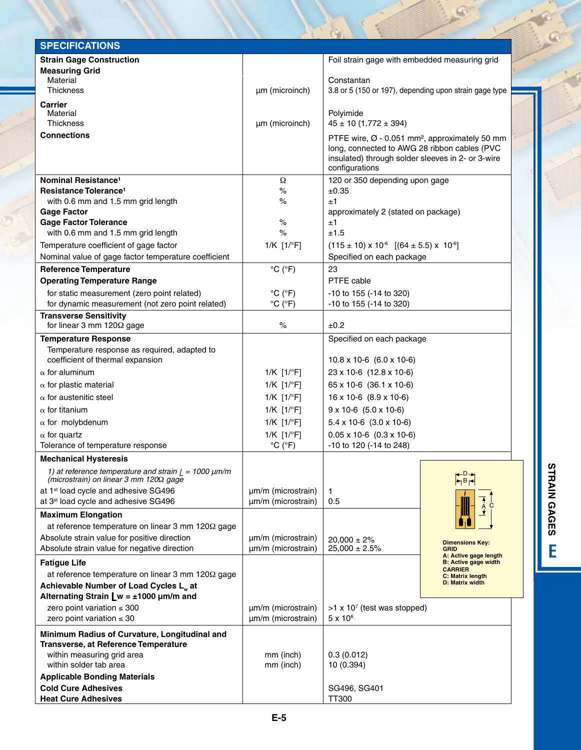## SPECIFICATIONS

| | | |
|---|---|---|
| **Strain Gage Construction** | | Foil strain gage with embedded measuring grid |
| **Measuring Grid** | | |
| Material | | Constantan |
| Thickness | µm (microinch) | 3.8 or 5 (150 or 197), depending upon strain gage type |
| **Carrier** | | |
| Material | | Polyimide |
| Thickness | µm (microinch) | 45 ± 10 (1.772 ± 394) |
| **Connections** | | PTFE wire, Ø - 0.051 mm², approximately 50 mm long, connected to AWG 28 ribbon cables (PVC insulated) through solder sleeves in 2- or 3-wire configurations |
| **Nominal Resistance**[1] | Ω | 120 or 350 depending upon gage |
| **Resistance Tolerance**[1] | % | ±0.35 |
| with 0.6 mm and 1.5 mm grid length | % | ±1 |
| **Gage Factor** | | approximately 2 (stated on package) |
| **Gage Factor Tolerance** | % | ±1 |
| with 0.6 mm and 1.5 mm grid length | % | ±1.5 |
| Temperature coefficient of gage factor | 1/K [1/°F] | $(115 \pm 10) \times 10^{-6}$ $[(64 \pm 5.5) \times 10^{-6}]$ |
| Nominal value of gage factor temperature coefficient | | Specified on each package |
| **Reference Temperature** | °C (°F) | 23 |
| **Operating Temperature Range** | | PTFE cable |
| for static measurement (zero point related) | °C (°F) | -10 to 155 (-14 to 320) |
| for dynamic measurement (not zero point related) | °C (°F) | -10 to 155 (-14 to 320) |
| **Transverse Sensitivity** | | |
| for linear 3 mm 120Ω gage | % | ±0.2 |
| **Temperature Response** | | Specified on each package |
| Temperature response as required, adapted to coefficient of thermal expansion | | 10.8 x 10-6 (6.0 x 10-6) |
| α for aluminum | 1/K [1/°F] | 23 x 10-6 (12.8 x 10-6) |
| α for plastic material | 1/K [1/°F] | 65 x 10-6 (36.1 x 10-6) |
| α for austenitic steel | 1/K [1/°F] | 16 x 10-6 (8.9 x 10-6) |
| α for titanium | 1/K [1/°F] | 9 x 10-6 (5.0 x 10-6) |
| α for molybdenum | 1/K [1/°F] | 5.4 x 10-6 (3.0 x 10-6) |
| α for quartz | 1/K [1/°F] | 0.05 x 10-6 (0.3 x 10-6) |
| Tolerance of temperature response | °C (°F) | -10 to 120 (-14 to 248) |
| **Mechanical Hysteresis** | | |
| *1) at reference temperature and strain $\varepsilon$ = 1000 µm/m (microstrain) on linear 3 mm 120Ω gage* | | |
| at 1st load cycle and adhesive SG496 | µm/m (microstrain) | 1 |
| at 3st load cycle and adhesive SG496 | µm/m (microstrain) | 0.5 |
| **Maximum Elongation** | | |
| at reference temperature on linear 3 mm 120Ω gage | | |
| Absolute strain value for positive direction | µm/m (microstrain) | 20,000 ± 2% |
| Absolute strain value for negative direction | µm/m (microstrain) | 25,000 ± 2.5% |
| **Fatigue Life** | | |
| at reference temperature on linear 3 mm 120Ω gage | | |
| **Achievable Number of Load Cycles $L_w$ at Alternating Strain $\varepsilon_w$ = ±1000 µm/m and** | | |
| zero point variation ≤ 300 | µm/m (microstrain) | $>1 \times 10^7$ (test was stopped) |
| zero point variation ≤ 30 | µm/m (microstrain) | $5 \times 10^6$ |
| **Minimum Radius of Curvature, Longitudinal and Transverse, at Reference Temperature** | | |
| within measuring grid area | mm (inch) | 0.3 (0.012) |
| within solder tab area | mm (inch) | 10 (0.394) |
| **Applicable Bonding Materials** | | |
| **Cold Cure Adhesives** | | SG496, SG401 |
| **Heat Cure Adhesives** | | TT300 |

D
B
A
C

**Dimensions Key:**
**GRID**
**A: Active gage length**
**B: Active gage width**
**CARRIER**
**C: Matrix length**
**D: Matrix width**